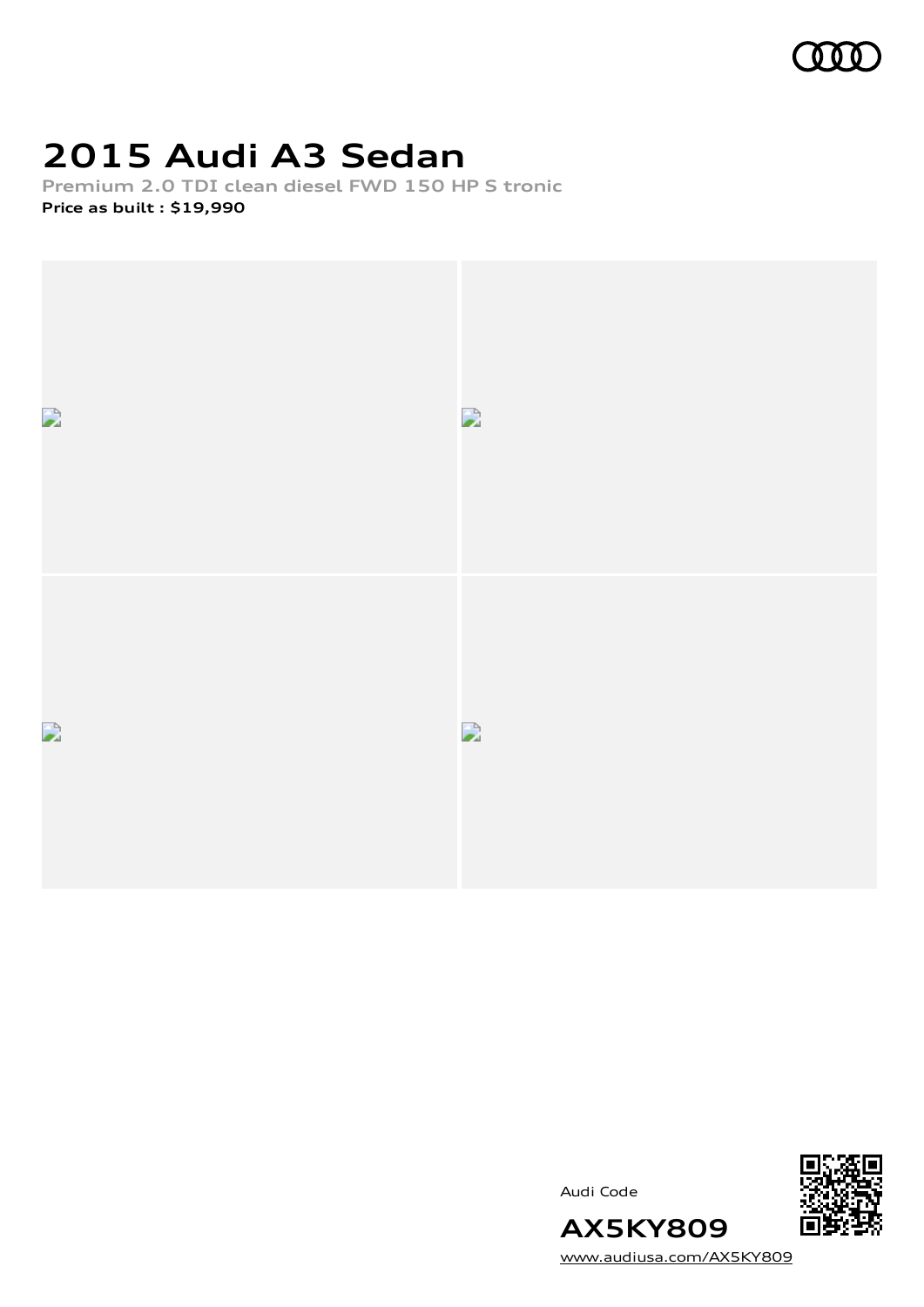# 2015 Audi A3 Sedan

**Premium 2.0 TDI clean diesel FWD 150 HP S tronic**

**Price as built : $19,990**

Audi Code

**AX5KY809**

www.audiusa.com/AX5KY809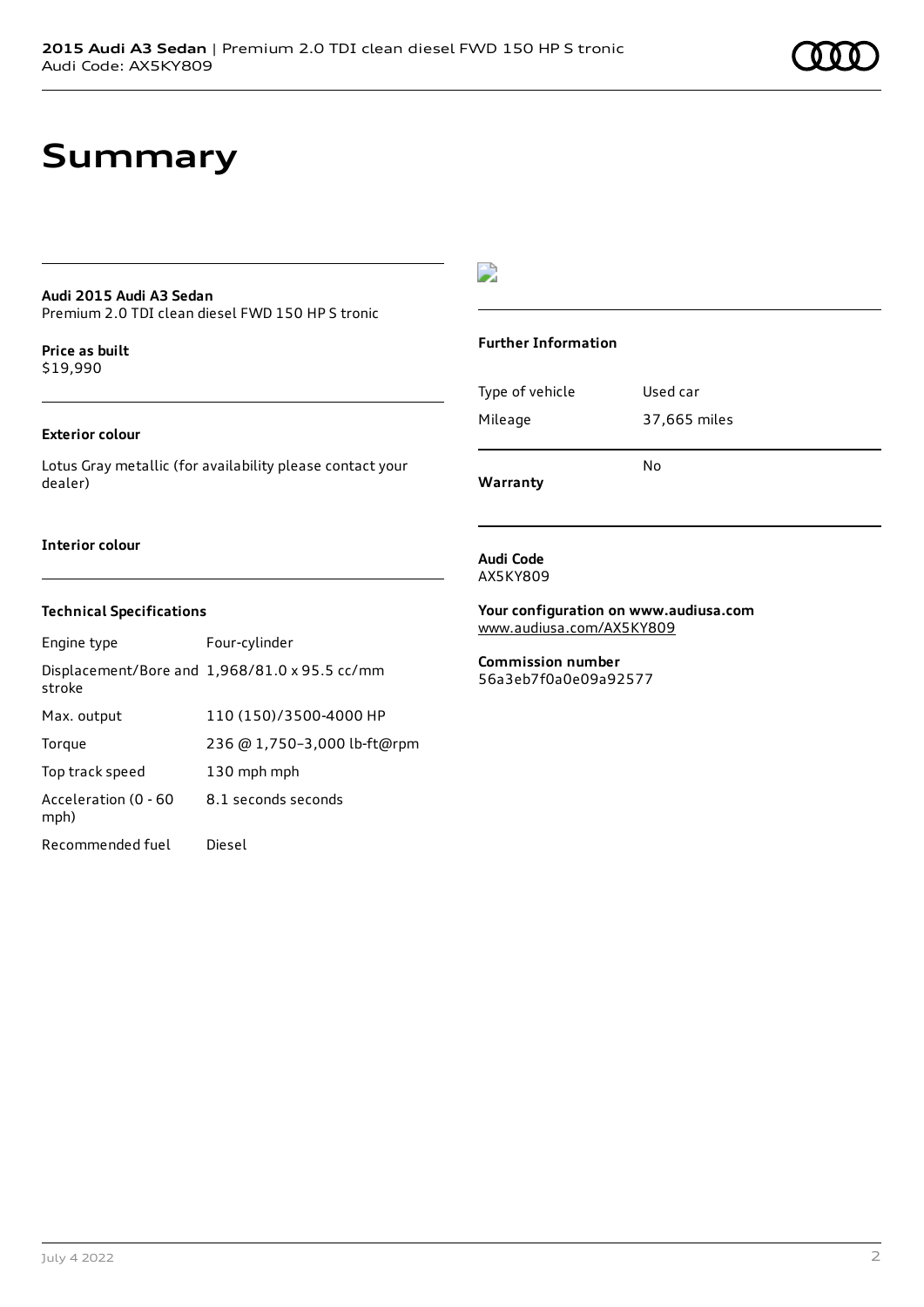# Summary

**Audi 2015 Audi A3 Sedan**
Premium 2.0 TDI clean diesel FWD 150 HP S tronic

**Price as built**
$19,990

**Exterior colour**

Lotus Gray metallic (for availability please contact your dealer)

**Interior colour**

**Technical Specifications**

| | |
|---|---|
| Engine type | Four-cylinder |
| Displacement/Bore and stroke | 1,968/81.0 x 95.5 cc/mm |
| Max. output | 110 (150)/3500-4000 HP |
| Torque | 236 @ 1,750–3,000 lb-ft@rpm |
| Top track speed | 130 mph mph |
| Acceleration (0 - 60 mph) | 8.1 seconds seconds |
| Recommended fuel | Diesel |

**Further Information**

| | |
|---|---|
| Type of vehicle | Used car |
| Mileage | 37,665 miles |
| **Warranty** | No |

**Audi Code**
AX5KY809

**Your configuration on www.audiusa.com**
www.audiusa.com/AX5KY809

**Commission number**
56a3eb7f0a0e09a92577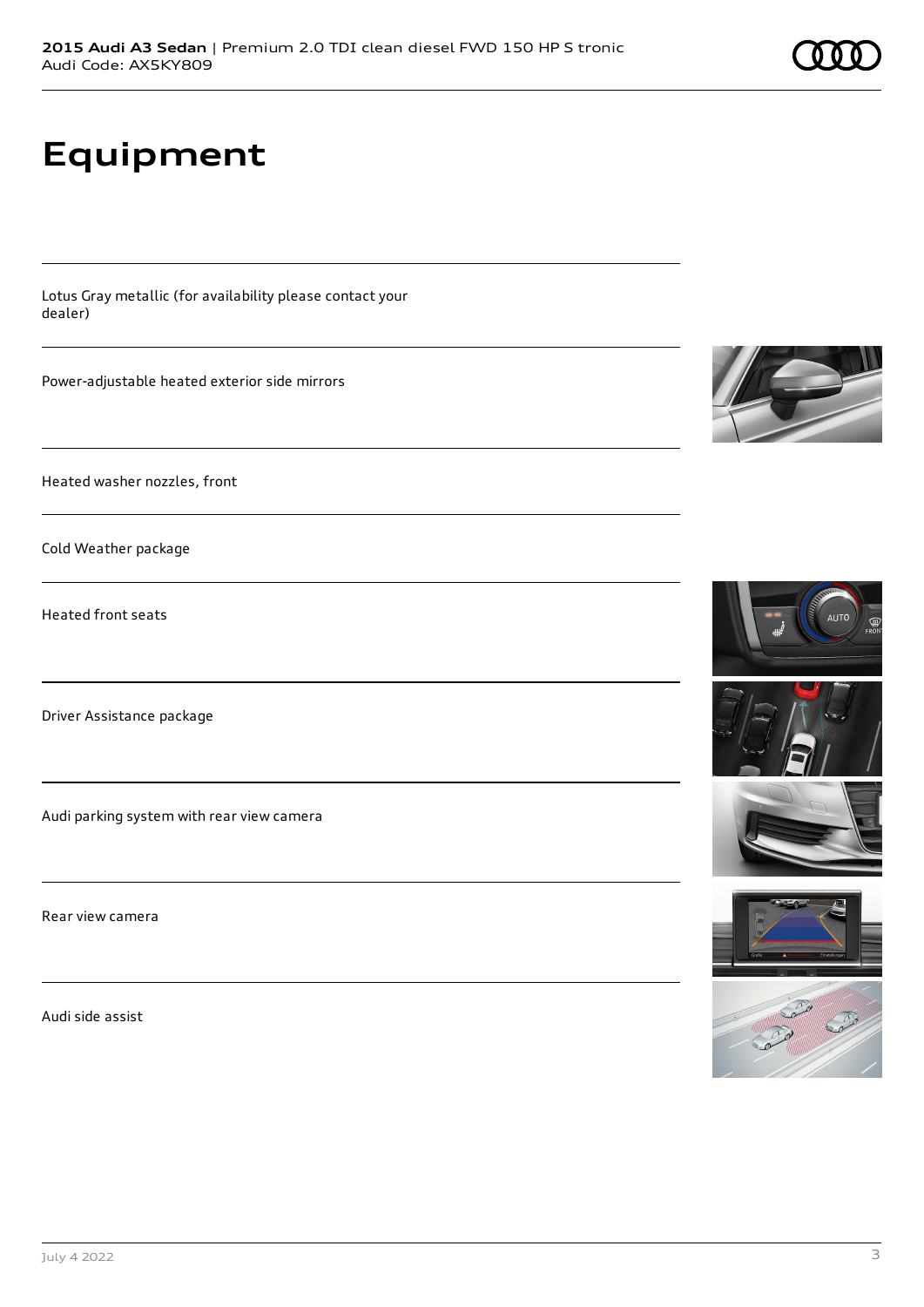# Equipment

Lotus Gray metallic (for availability please contact your dealer)

Power-adjustable heated exterior side mirrors

Heated washer nozzles, front

Cold Weather package

Heated front seats

Driver Assistance package

Audi parking system with rear view camera

Rear view camera

Audi side assist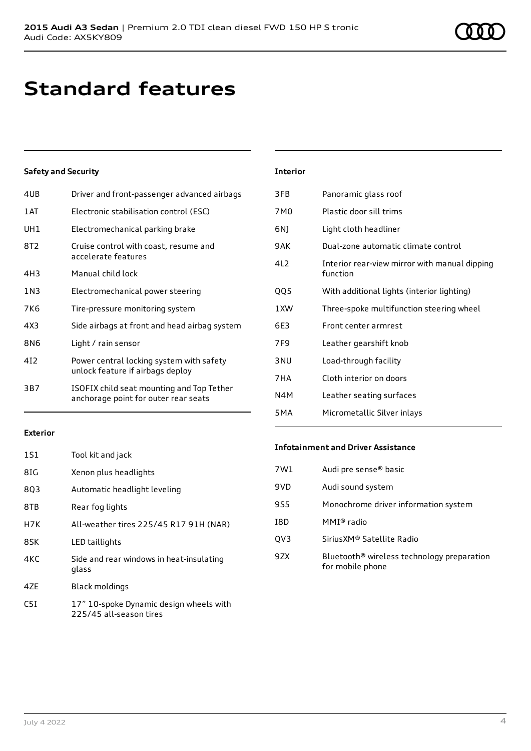# Standard features

## Safety and Security

| | |
|---|---|
| 4UB | Driver and front-passenger advanced airbags |
| 1AT | Electronic stabilisation control (ESC) |
| UH1 | Electromechanical parking brake |
| 8T2 | Cruise control with coast, resume and accelerate features |
| 4H3 | Manual child lock |
| 1N3 | Electromechanical power steering |
| 7K6 | Tire-pressure monitoring system |
| 4X3 | Side airbags at front and head airbag system |
| 8N6 | Light / rain sensor |
| 4I2 | Power central locking system with safety unlock feature if airbags deploy |
| 3B7 | ISOFIX child seat mounting and Top Tether anchorage point for outer rear seats |

## Exterior

| | |
|---|---|
| 1S1 | Tool kit and jack |
| 8IG | Xenon plus headlights |
| 8Q3 | Automatic headlight leveling |
| 8TB | Rear fog lights |
| H7K | All-weather tires 225/45 R17 91H (NAR) |
| 8SK | LED taillights |
| 4KC | Side and rear windows in heat-insulating glass |
| 4ZE | Black moldings |
| C5I | 17" 10-spoke Dynamic design wheels with 225/45 all-season tires |

## Interior

| | |
|---|---|
| 3FB | Panoramic glass roof |
| 7M0 | Plastic door sill trims |
| 6NJ | Light cloth headliner |
| 9AK | Dual-zone automatic climate control |
| 4L2 | Interior rear-view mirror with manual dipping function |
| QQ5 | With additional lights (interior lighting) |
| 1XW | Three-spoke multifunction steering wheel |
| 6E3 | Front center armrest |
| 7F9 | Leather gearshift knob |
| 3NU | Load-through facility |
| 7HA | Cloth interior on doors |
| N4M | Leather seating surfaces |
| 5MA | Micrometallic Silver inlays |

## Infotainment and Driver Assistance

| | |
|---|---|
| 7W1 | Audi pre sense® basic |
| 9VD | Audi sound system |
| 9S5 | Monochrome driver information system |
| I8D | MMI® radio |
| QV3 | SiriusXM® Satellite Radio |
| 9ZX | Bluetooth® wireless technology preparation for mobile phone |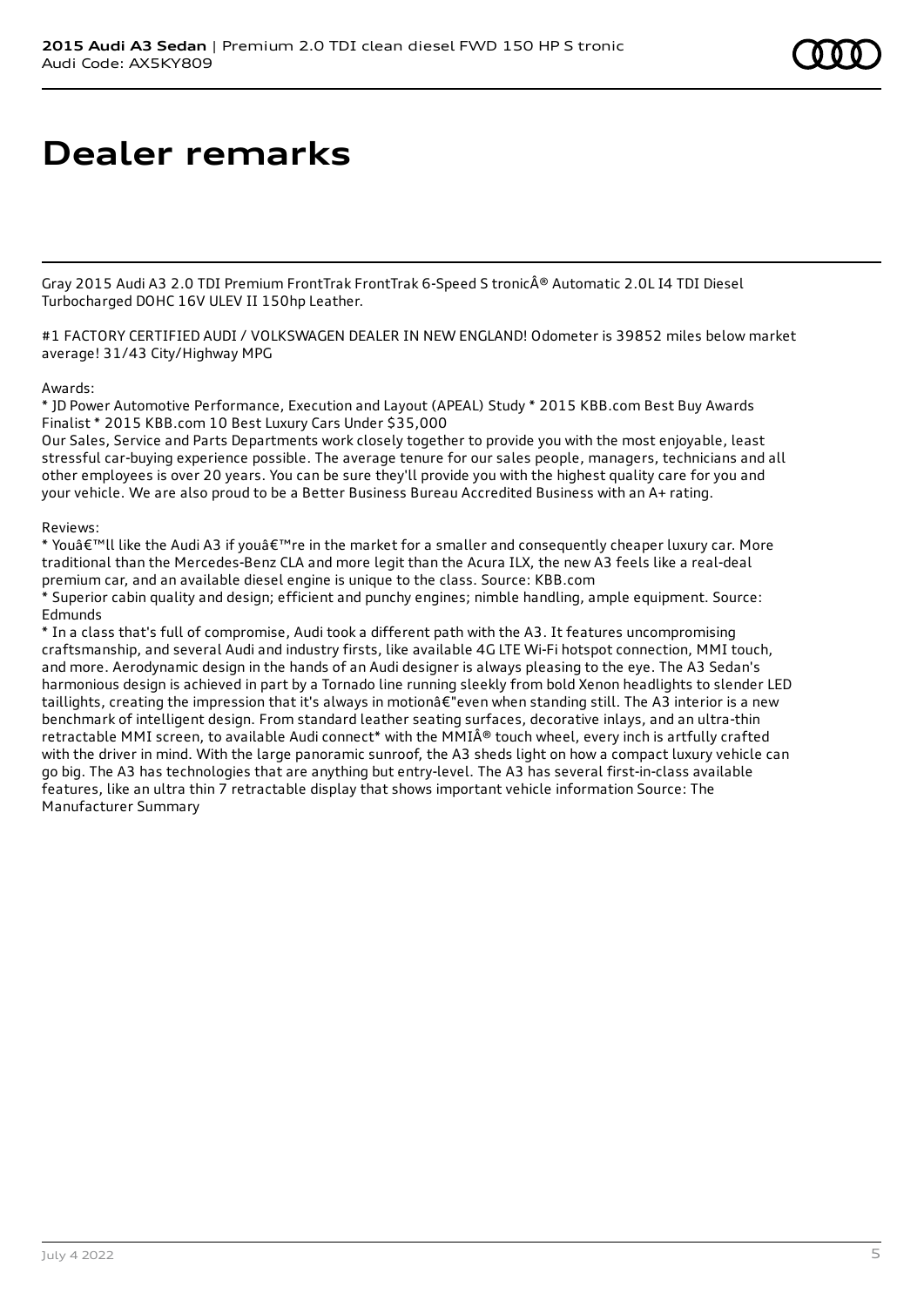# Dealer remarks

Gray 2015 Audi A3 2.0 TDI Premium FrontTrak FrontTrak 6-Speed S tronicÂ® Automatic 2.0L I4 TDI Diesel Turbocharged DOHC 16V ULEV II 150hp Leather.

#1 FACTORY CERTIFIED AUDI / VOLKSWAGEN DEALER IN NEW ENGLAND! Odometer is 39852 miles below market average! 31/43 City/Highway MPG

Awards:
* JD Power Automotive Performance, Execution and Layout (APEAL) Study * 2015 KBB.com Best Buy Awards Finalist * 2015 KBB.com 10 Best Luxury Cars Under $35,000
Our Sales, Service and Parts Departments work closely together to provide you with the most enjoyable, least stressful car-buying experience possible. The average tenure for our sales people, managers, technicians and all other employees is over 20 years. You can be sure they'll provide you with the highest quality care for you and your vehicle. We are also proud to be a Better Business Bureau Accredited Business with an A+ rating.

Reviews:
* Youâ€™ll like the Audi A3 if youâ€™re in the market for a smaller and consequently cheaper luxury car. More traditional than the Mercedes-Benz CLA and more legit than the Acura ILX, the new A3 feels like a real-deal premium car, and an available diesel engine is unique to the class. Source: KBB.com
* Superior cabin quality and design; efficient and punchy engines; nimble handling, ample equipment. Source: Edmunds
* In a class that's full of compromise, Audi took a different path with the A3. It features uncompromising craftsmanship, and several Audi and industry firsts, like available 4G LTE Wi-Fi hotspot connection, MMI touch, and more. Aerodynamic design in the hands of an Audi designer is always pleasing to the eye. The A3 Sedan's harmonious design is achieved in part by a Tornado line running sleekly from bold Xenon headlights to slender LED taillights, creating the impression that it's always in motionâ€"even when standing still. The A3 interior is a new benchmark of intelligent design. From standard leather seating surfaces, decorative inlays, and an ultra-thin retractable MMI screen, to available Audi connect* with the MMIÂ® touch wheel, every inch is artfully crafted with the driver in mind. With the large panoramic sunroof, the A3 sheds light on how a compact luxury vehicle can go big. The A3 has technologies that are anything but entry-level. The A3 has several first-in-class available features, like an ultra thin 7 retractable display that shows important vehicle information Source: The Manufacturer Summary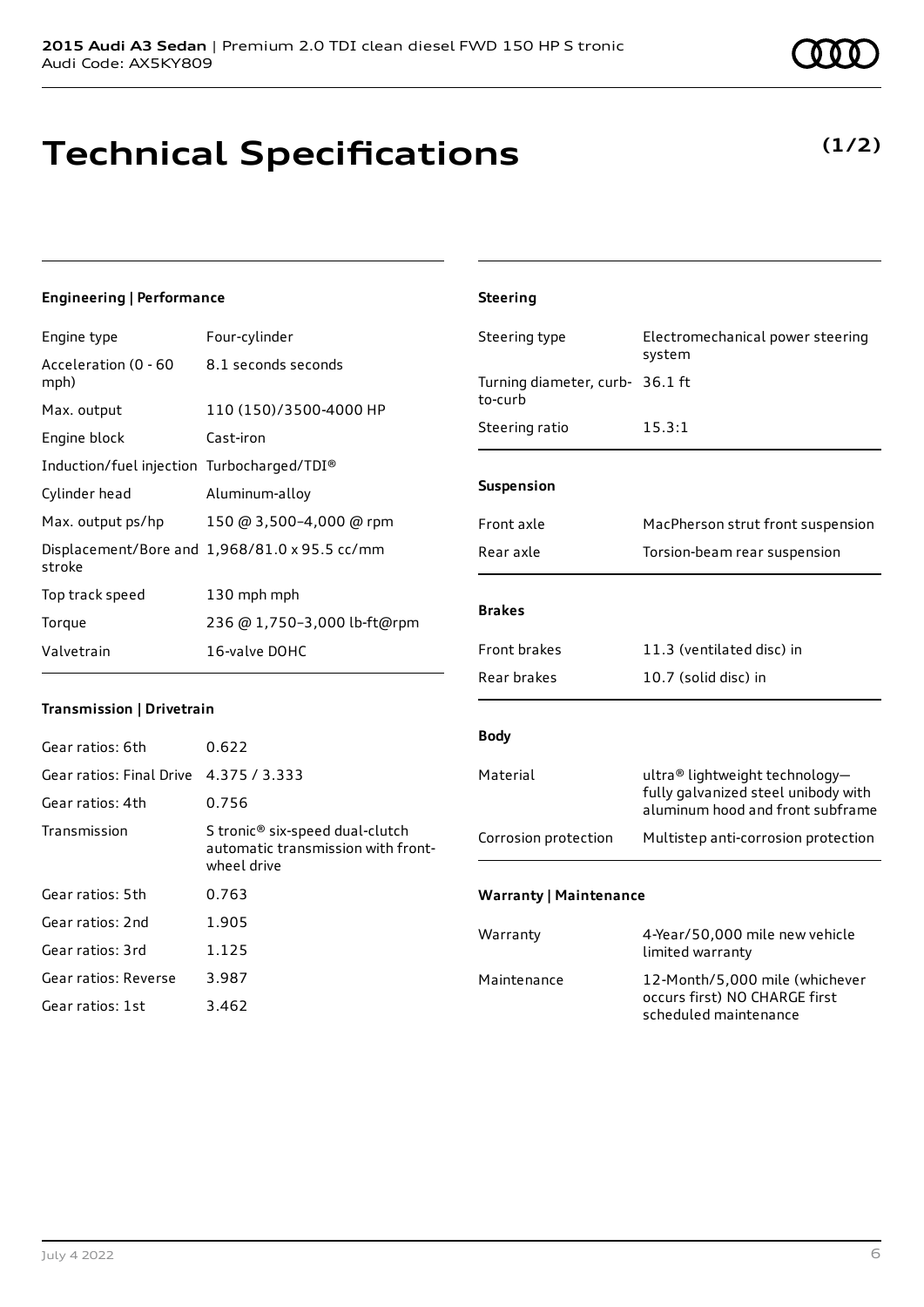# Technical Specifications

**(1/2)**

### Engineering | Performance

| | |
|---|---|
| Engine type | Four-cylinder |
| Acceleration (0 - 60 mph) | 8.1 seconds seconds |
| Max. output | 110 (150)/3500-4000 HP |
| Engine block | Cast-iron |
| Induction/fuel injection | Turbocharged/TDI® |
| Cylinder head | Aluminum-alloy |
| Max. output ps/hp | 150 @ 3,500–4,000 @ rpm |
| Displacement/Bore and stroke | 1,968/81.0 x 95.5 cc/mm |
| Top track speed | 130 mph mph |
| Torque | 236 @ 1,750–3,000 lb-ft@rpm |
| Valvetrain | 16-valve DOHC |

### Transmission | Drivetrain

| | |
|---|---|
| Gear ratios: 6th | 0.622 |
| Gear ratios: Final Drive | 4.375 / 3.333 |
| Gear ratios: 4th | 0.756 |
| Transmission | S tronic® six-speed dual-clutch automatic transmission with front-wheel drive |
| Gear ratios: 5th | 0.763 |
| Gear ratios: 2nd | 1.905 |
| Gear ratios: 3rd | 1.125 |
| Gear ratios: Reverse | 3.987 |
| Gear ratios: 1st | 3.462 |

### Steering

| | |
|---|---|
| Steering type | Electromechanical power steering system |
| Turning diameter, curb-to-curb | 36.1 ft |
| Steering ratio | 15.3:1 |

### Suspension

| | |
|---|---|
| Front axle | MacPherson strut front suspension |
| Rear axle | Torsion-beam rear suspension |

### Brakes

| | |
|---|---|
| Front brakes | 11.3 (ventilated disc) in |
| Rear brakes | 10.7 (solid disc) in |

### Body

| | |
|---|---|
| Material | ultra® lightweight technology—fully galvanized steel unibody with aluminum hood and front subframe |
| Corrosion protection | Multistep anti-corrosion protection |

### Warranty | Maintenance

| | |
|---|---|
| Warranty | 4-Year/50,000 mile new vehicle limited warranty |
| Maintenance | 12-Month/5,000 mile (whichever occurs first) NO CHARGE first scheduled maintenance |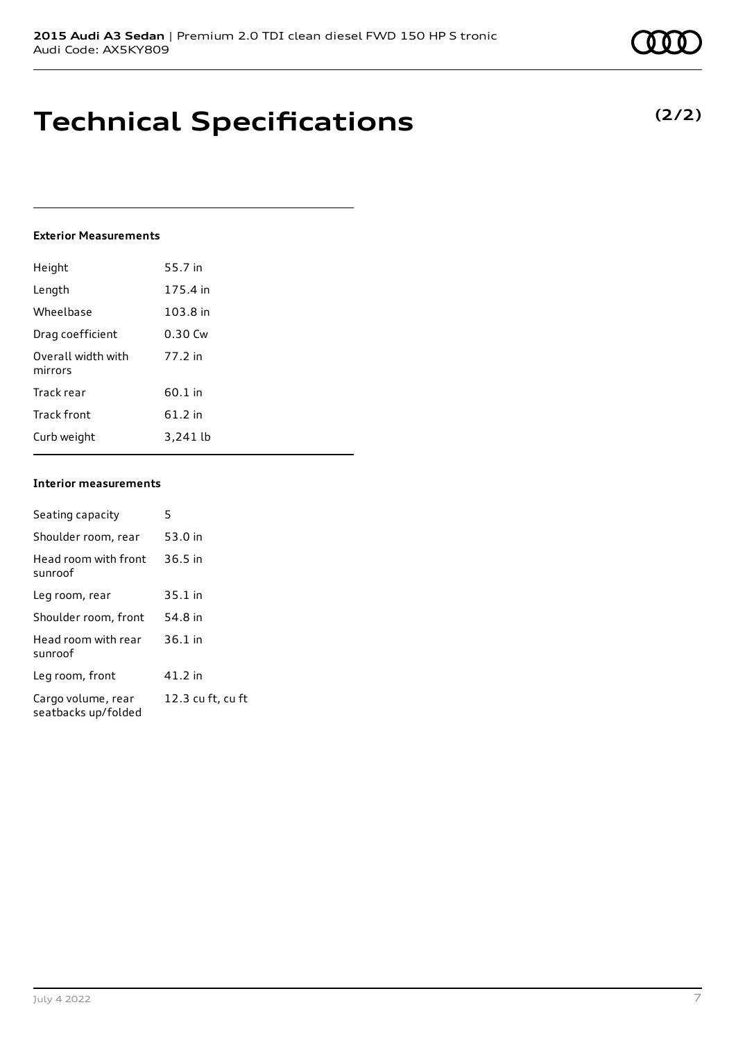# Technical Specifications

**(2/2)**

### Exterior Measurements

| | |
|---|---|
| Height | 55.7 in |
| Length | 175.4 in |
| Wheelbase | 103.8 in |
| Drag coefficient | 0.30 Cw |
| Overall width with mirrors | 77.2 in |
| Track rear | 60.1 in |
| Track front | 61.2 in |
| Curb weight | 3,241 lb |

### Interior measurements

| | |
|---|---|
| Seating capacity | 5 |
| Shoulder room, rear | 53.0 in |
| Head room with front sunroof | 36.5 in |
| Leg room, rear | 35.1 in |
| Shoulder room, front | 54.8 in |
| Head room with rear sunroof | 36.1 in |
| Leg room, front | 41.2 in |
| Cargo volume, rear seatbacks up/folded | 12.3 cu ft, cu ft |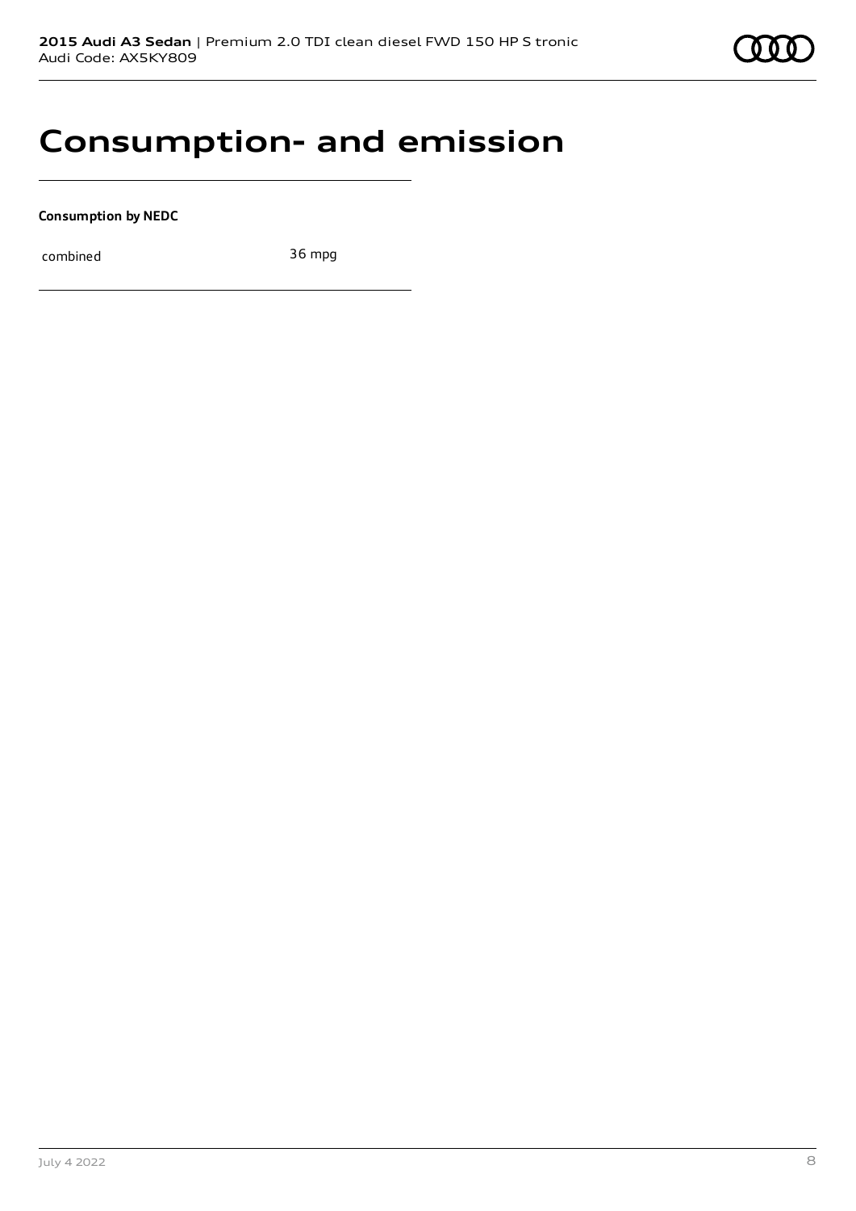# Consumption- and emission

**Consumption by NEDC**

| combined | 36 mpg |
|---|---|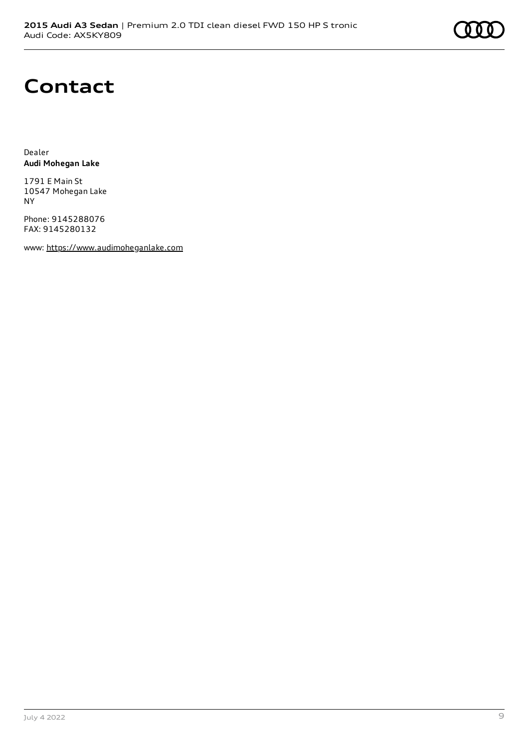# Contact

Dealer
**Audi Mohegan Lake**

1791 E Main St
10547 Mohegan Lake
NY

Phone: 9145288076
FAX: 9145280132

www: https://www.audimoheganlake.com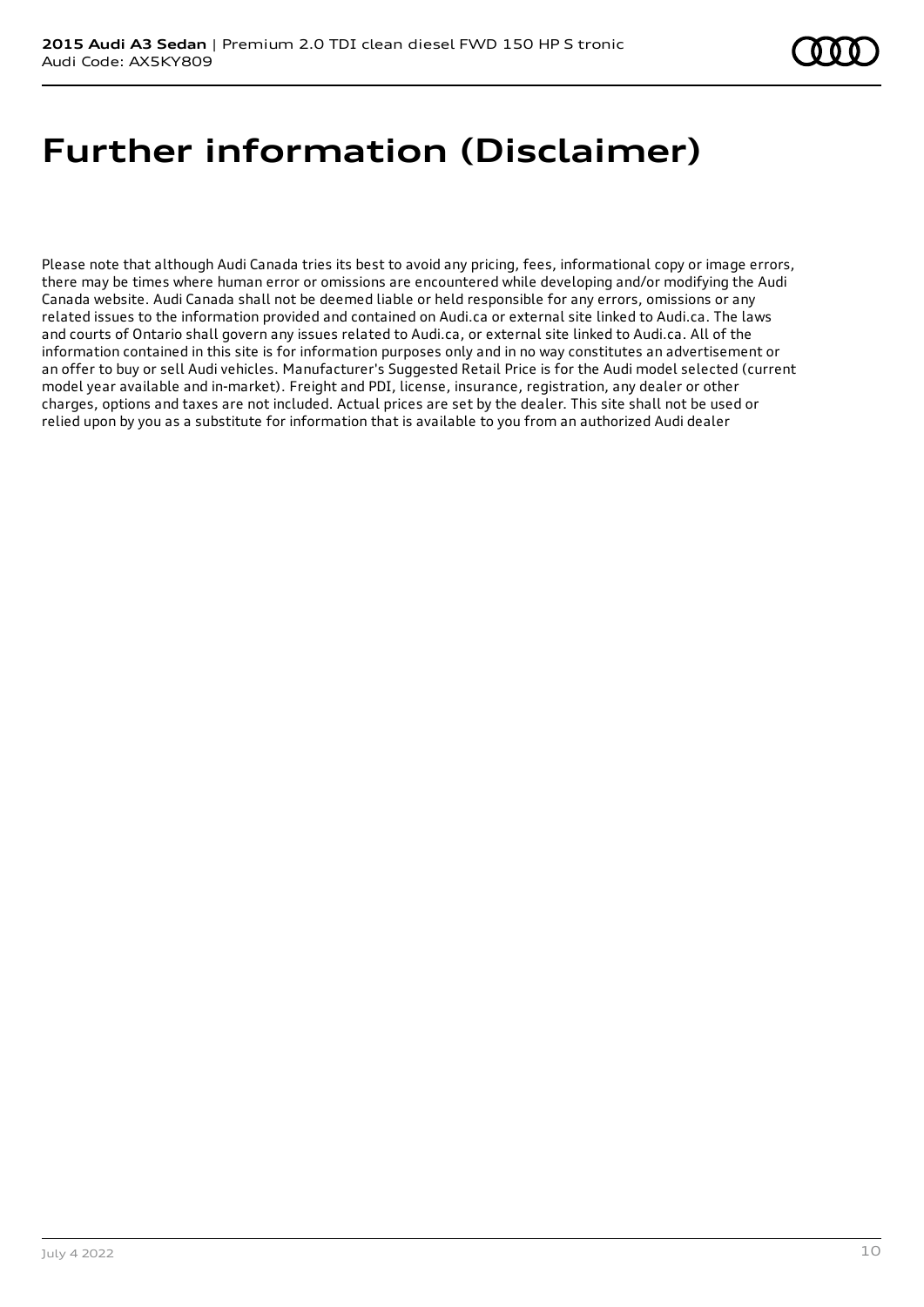# Further information (Disclaimer)

Please note that although Audi Canada tries its best to avoid any pricing, fees, informational copy or image errors, there may be times where human error or omissions are encountered while developing and/or modifying the Audi Canada website. Audi Canada shall not be deemed liable or held responsible for any errors, omissions or any related issues to the information provided and contained on Audi.ca or external site linked to Audi.ca. The laws and courts of Ontario shall govern any issues related to Audi.ca, or external site linked to Audi.ca. All of the information contained in this site is for information purposes only and in no way constitutes an advertisement or an offer to buy or sell Audi vehicles. Manufacturer's Suggested Retail Price is for the Audi model selected (current model year available and in-market). Freight and PDI, license, insurance, registration, any dealer or other charges, options and taxes are not included. Actual prices are set by the dealer. This site shall not be used or relied upon by you as a substitute for information that is available to you from an authorized Audi dealer